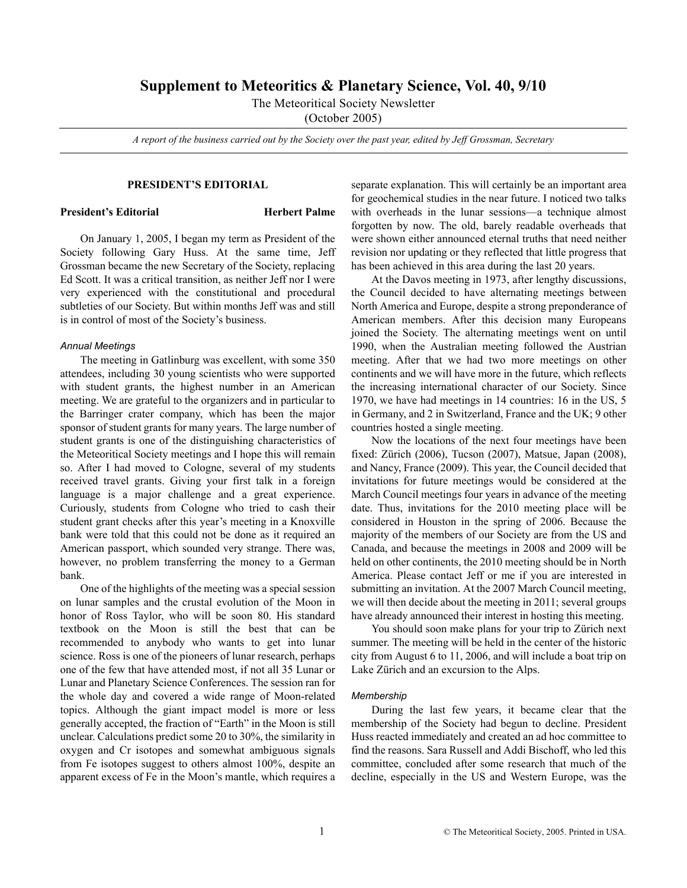# Supplement to Meteoritics & Planetary Science, Vol. 40, 9/10

The Meteoritical Society Newsletter

(October 2005)

*A report of the business carried out by the Society over the past year, edited by Jeff Grossman, Secretary*

## PRESIDENT'S EDITORIAL

**President's Editorial** **Herbert Palme**

On January 1, 2005, I began my term as President of the Society following Gary Huss. At the same time, Jeff Grossman became the new Secretary of the Society, replacing Ed Scott. It was a critical transition, as neither Jeff nor I were very experienced with the constitutional and procedural subtleties of our Society. But within months Jeff was and still is in control of most of the Society's business.

### *Annual Meetings*

The meeting in Gatlinburg was excellent, with some 350 attendees, including 30 young scientists who were supported with student grants, the highest number in an American meeting. We are grateful to the organizers and in particular to the Barringer crater company, which has been the major sponsor of student grants for many years. The large number of student grants is one of the distinguishing characteristics of the Meteoritical Society meetings and I hope this will remain so. After I had moved to Cologne, several of my students received travel grants. Giving your first talk in a foreign language is a major challenge and a great experience. Curiously, students from Cologne who tried to cash their student grant checks after this year's meeting in a Knoxville bank were told that this could not be done as it required an American passport, which sounded very strange. There was, however, no problem transferring the money to a German bank.

One of the highlights of the meeting was a special session on lunar samples and the crustal evolution of the Moon in honor of Ross Taylor, who will be soon 80. His standard textbook on the Moon is still the best that can be recommended to anybody who wants to get into lunar science. Ross is one of the pioneers of lunar research, perhaps one of the few that have attended most, if not all 35 Lunar or Lunar and Planetary Science Conferences. The session ran for the whole day and covered a wide range of Moon-related topics. Although the giant impact model is more or less generally accepted, the fraction of "Earth" in the Moon is still unclear. Calculations predict some 20 to 30%, the similarity in oxygen and Cr isotopes and somewhat ambiguous signals from Fe isotopes suggest to others almost 100%, despite an apparent excess of Fe in the Moon's mantle, which requires a separate explanation. This will certainly be an important area for geochemical studies in the near future. I noticed two talks with overheads in the lunar sessions—a technique almost forgotten by now. The old, barely readable overheads that were shown either announced eternal truths that need neither revision nor updating or they reflected that little progress that has been achieved in this area during the last 20 years.

At the Davos meeting in 1973, after lengthy discussions, the Council decided to have alternating meetings between North America and Europe, despite a strong preponderance of American members. After this decision many Europeans joined the Society. The alternating meetings went on until 1990, when the Australian meeting followed the Austrian meeting. After that we had two more meetings on other continents and we will have more in the future, which reflects the increasing international character of our Society. Since 1970, we have had meetings in 14 countries: 16 in the US, 5 in Germany, and 2 in Switzerland, France and the UK; 9 other countries hosted a single meeting.

Now the locations of the next four meetings have been fixed: Zürich (2006), Tucson (2007), Matsue, Japan (2008), and Nancy, France (2009). This year, the Council decided that invitations for future meetings would be considered at the March Council meetings four years in advance of the meeting date. Thus, invitations for the 2010 meeting place will be considered in Houston in the spring of 2006. Because the majority of the members of our Society are from the US and Canada, and because the meetings in 2008 and 2009 will be held on other continents, the 2010 meeting should be in North America. Please contact Jeff or me if you are interested in submitting an invitation. At the 2007 March Council meeting, we will then decide about the meeting in 2011; several groups have already announced their interest in hosting this meeting.

You should soon make plans for your trip to Zürich next summer. The meeting will be held in the center of the historic city from August 6 to 11, 2006, and will include a boat trip on Lake Zürich and an excursion to the Alps.

### *Membership*

During the last few years, it became clear that the membership of the Society had begun to decline. President Huss reacted immediately and created an ad hoc committee to find the reasons. Sara Russell and Addi Bischoff, who led this committee, concluded after some research that much of the decline, especially in the US and Western Europe, was the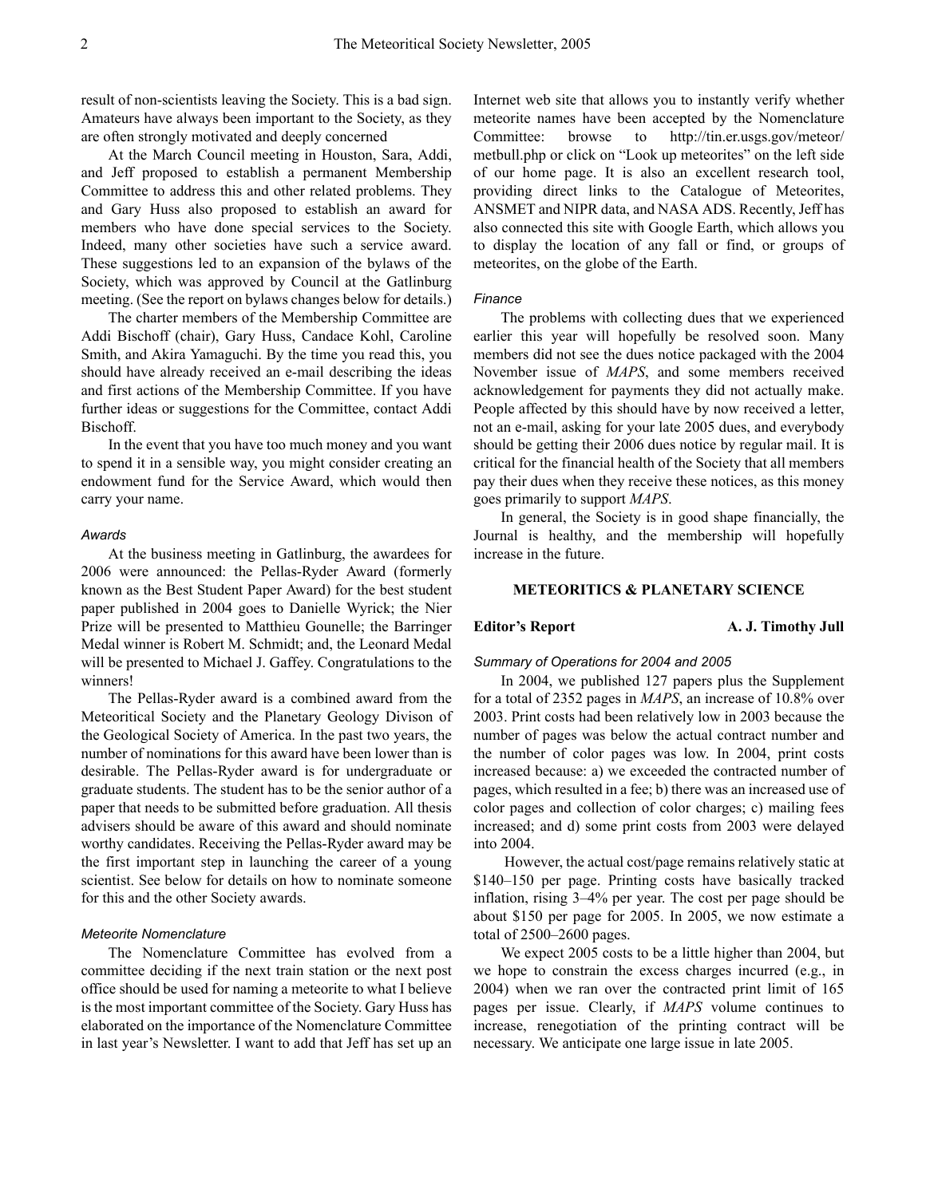result of non-scientists leaving the Society. This is a bad sign. Amateurs have always been important to the Society, as they are often strongly motivated and deeply concerned

At the March Council meeting in Houston, Sara, Addi, and Jeff proposed to establish a permanent Membership Committee to address this and other related problems. They and Gary Huss also proposed to establish an award for members who have done special services to the Society. Indeed, many other societies have such a service award. These suggestions led to an expansion of the bylaws of the Society, which was approved by Council at the Gatlinburg meeting. (See the report on bylaws changes below for details.)

The charter members of the Membership Committee are Addi Bischoff (chair), Gary Huss, Candace Kohl, Caroline Smith, and Akira Yamaguchi. By the time you read this, you should have already received an e-mail describing the ideas and first actions of the Membership Committee. If you have further ideas or suggestions for the Committee, contact Addi Bischoff.

In the event that you have too much money and you want to spend it in a sensible way, you might consider creating an endowment fund for the Service Award, which would then carry your name.

*Awards*

At the business meeting in Gatlinburg, the awardees for 2006 were announced: the Pellas-Ryder Award (formerly known as the Best Student Paper Award) for the best student paper published in 2004 goes to Danielle Wyrick; the Nier Prize will be presented to Matthieu Gounelle; the Barringer Medal winner is Robert M. Schmidt; and, the Leonard Medal will be presented to Michael J. Gaffey. Congratulations to the winners!

The Pellas-Ryder award is a combined award from the Meteoritical Society and the Planetary Geology Divison of the Geological Society of America. In the past two years, the number of nominations for this award have been lower than is desirable. The Pellas-Ryder award is for undergraduate or graduate students. The student has to be the senior author of a paper that needs to be submitted before graduation. All thesis advisers should be aware of this award and should nominate worthy candidates. Receiving the Pellas-Ryder award may be the first important step in launching the career of a young scientist. See below for details on how to nominate someone for this and the other Society awards.

*Meteorite Nomenclature*

The Nomenclature Committee has evolved from a committee deciding if the next train station or the next post office should be used for naming a meteorite to what I believe is the most important committee of the Society. Gary Huss has elaborated on the importance of the Nomenclature Committee in last year's Newsletter. I want to add that Jeff has set up an Internet web site that allows you to instantly verify whether meteorite names have been accepted by the Nomenclature Committee: browse to http://tin.er.usgs.gov/meteor/metbull.php or click on "Look up meteorites" on the left side of our home page. It is also an excellent research tool, providing direct links to the Catalogue of Meteorites, ANSMET and NIPR data, and NASA ADS. Recently, Jeff has also connected this site with Google Earth, which allows you to display the location of any fall or find, or groups of meteorites, on the globe of the Earth.

*Finance*

The problems with collecting dues that we experienced earlier this year will hopefully be resolved soon. Many members did not see the dues notice packaged with the 2004 November issue of *MAPS*, and some members received acknowledgement for payments they did not actually make. People affected by this should have by now received a letter, not an e-mail, asking for your late 2005 dues, and everybody should be getting their 2006 dues notice by regular mail. It is critical for the financial health of the Society that all members pay their dues when they receive these notices, as this money goes primarily to support *MAPS*.

In general, the Society is in good shape financially, the Journal is healthy, and the membership will hopefully increase in the future.

## METEORITICS & PLANETARY SCIENCE

**Editor's Report** **A. J. Timothy Jull**

*Summary of Operations for 2004 and 2005*

In 2004, we published 127 papers plus the Supplement for a total of 2352 pages in *MAPS*, an increase of 10.8% over 2003. Print costs had been relatively low in 2003 because the number of pages was below the actual contract number and the number of color pages was low. In 2004, print costs increased because: a) we exceeded the contracted number of pages, which resulted in a fee; b) there was an increased use of color pages and collection of color charges; c) mailing fees increased; and d) some print costs from 2003 were delayed into 2004.

However, the actual cost/page remains relatively static at \$140–150 per page. Printing costs have basically tracked inflation, rising 3–4% per year. The cost per page should be about \$150 per page for 2005. In 2005, we now estimate a total of 2500–2600 pages.

We expect 2005 costs to be a little higher than 2004, but we hope to constrain the excess charges incurred (e.g., in 2004) when we ran over the contracted print limit of 165 pages per issue. Clearly, if *MAPS* volume continues to increase, renegotiation of the printing contract will be necessary. We anticipate one large issue in late 2005.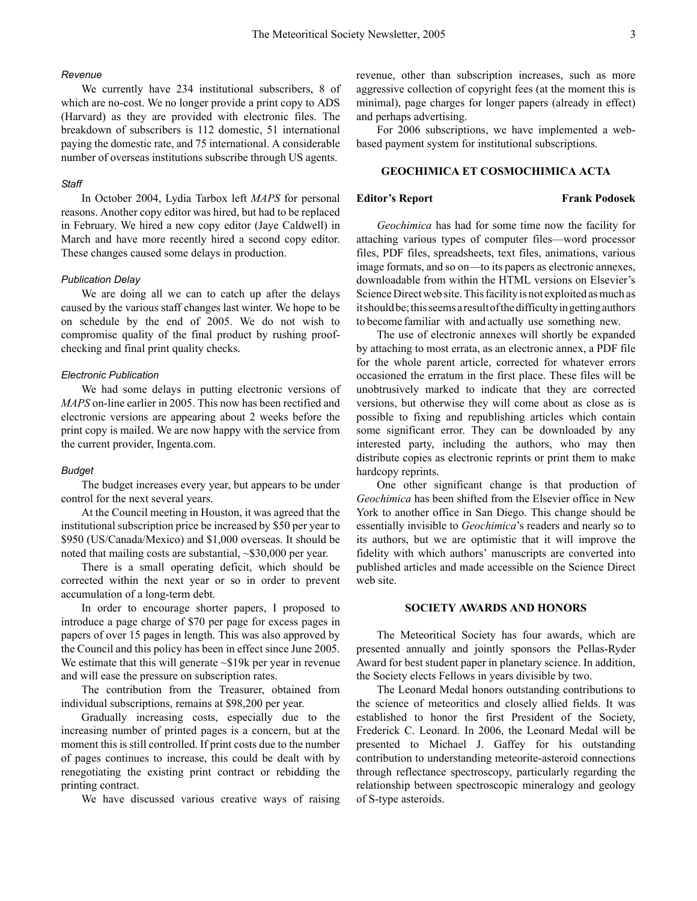### *Revenue*

We currently have 234 institutional subscribers, 8 of which are no-cost. We no longer provide a print copy to ADS (Harvard) as they are provided with electronic files. The breakdown of subscribers is 112 domestic, 51 international paying the domestic rate, and 75 international. A considerable number of overseas institutions subscribe through US agents.

### *Staff*

In October 2004, Lydia Tarbox left *MAPS* for personal reasons. Another copy editor was hired, but had to be replaced in February. We hired a new copy editor (Jaye Caldwell) in March and have more recently hired a second copy editor. These changes caused some delays in production.

### *Publication Delay*

We are doing all we can to catch up after the delays caused by the various staff changes last winter. We hope to be on schedule by the end of 2005. We do not wish to compromise quality of the final product by rushing proof-checking and final print quality checks.

### *Electronic Publication*

We had some delays in putting electronic versions of *MAPS* on-line earlier in 2005. This now has been rectified and electronic versions are appearing about 2 weeks before the print copy is mailed. We are now happy with the service from the current provider, Ingenta.com.

### *Budget*

The budget increases every year, but appears to be under control for the next several years.

At the Council meeting in Houston, it was agreed that the institutional subscription price be increased by $50 per year to $950 (US/Canada/Mexico) and $1,000 overseas. It should be noted that mailing costs are substantial, ~$30,000 per year.

There is a small operating deficit, which should be corrected within the next year or so in order to prevent accumulation of a long-term debt.

In order to encourage shorter papers, I proposed to introduce a page charge of $70 per page for excess pages in papers of over 15 pages in length. This was also approved by the Council and this policy has been in effect since June 2005. We estimate that this will generate ~$19k per year in revenue and will ease the pressure on subscription rates.

The contribution from the Treasurer, obtained from individual subscriptions, remains at $98,200 per year.

Gradually increasing costs, especially due to the increasing number of printed pages is a concern, but at the moment this is still controlled. If print costs due to the number of pages continues to increase, this could be dealt with by renegotiating the existing print contract or rebidding the printing contract.

We have discussed various creative ways of raising revenue, other than subscription increases, such as more aggressive collection of copyright fees (at the moment this is minimal), page charges for longer papers (already in effect) and perhaps advertising.

For 2006 subscriptions, we have implemented a web-based payment system for institutional subscriptions.

## GEOCHIMICA ET COSMOCHIMICA ACTA

**Editor's Report** **Frank Podosek**

*Geochimica* has had for some time now the facility for attaching various types of computer files—word processor files, PDF files, spreadsheets, text files, animations, various image formats, and so on—to its papers as electronic annexes, downloadable from within the HTML versions on Elsevier's Science Direct web site. This facility is not exploited as much as it should be; this seems a result of the difficulty in getting authors to become familiar with and actually use something new.

The use of electronic annexes will shortly be expanded by attaching to most errata, as an electronic annex, a PDF file for the whole parent article, corrected for whatever errors occasioned the erratum in the first place. These files will be unobtrusively marked to indicate that they are corrected versions, but otherwise they will come about as close as is possible to fixing and republishing articles which contain some significant error. They can be downloaded by any interested party, including the authors, who may then distribute copies as electronic reprints or print them to make hardcopy reprints.

One other significant change is that production of *Geochimica* has been shifted from the Elsevier office in New York to another office in San Diego. This change should be essentially invisible to *Geochimica*'s readers and nearly so to its authors, but we are optimistic that it will improve the fidelity with which authors' manuscripts are converted into published articles and made accessible on the Science Direct web site.

## SOCIETY AWARDS AND HONORS

The Meteoritical Society has four awards, which are presented annually and jointly sponsors the Pellas-Ryder Award for best student paper in planetary science. In addition, the Society elects Fellows in years divisible by two.

The Leonard Medal honors outstanding contributions to the science of meteoritics and closely allied fields. It was established to honor the first President of the Society, Frederick C. Leonard. In 2006, the Leonard Medal will be presented to Michael J. Gaffey for his outstanding contribution to understanding meteorite-asteroid connections through reflectance spectroscopy, particularly regarding the relationship between spectroscopic mineralogy and geology of S-type asteroids.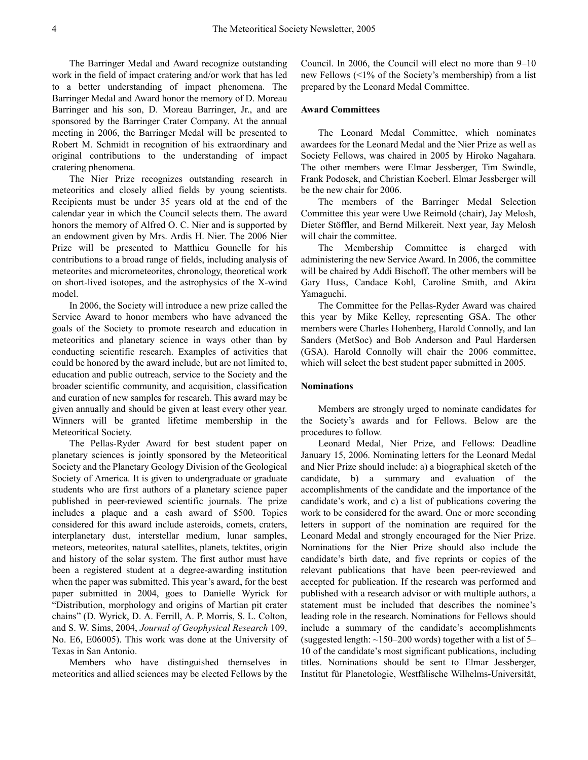The Barringer Medal and Award recognize outstanding work in the field of impact cratering and/or work that has led to a better understanding of impact phenomena. The Barringer Medal and Award honor the memory of D. Moreau Barringer and his son, D. Moreau Barringer, Jr., and are sponsored by the Barringer Crater Company. At the annual meeting in 2006, the Barringer Medal will be presented to Robert M. Schmidt in recognition of his extraordinary and original contributions to the understanding of impact cratering phenomena.

The Nier Prize recognizes outstanding research in meteoritics and closely allied fields by young scientists. Recipients must be under 35 years old at the end of the calendar year in which the Council selects them. The award honors the memory of Alfred O. C. Nier and is supported by an endowment given by Mrs. Ardis H. Nier. The 2006 Nier Prize will be presented to Matthieu Gounelle for his contributions to a broad range of fields, including analysis of meteorites and micrometeorites, chronology, theoretical work on short-lived isotopes, and the astrophysics of the X-wind model.

In 2006, the Society will introduce a new prize called the Service Award to honor members who have advanced the goals of the Society to promote research and education in meteoritics and planetary science in ways other than by conducting scientific research. Examples of activities that could be honored by the award include, but are not limited to, education and public outreach, service to the Society and the broader scientific community, and acquisition, classification and curation of new samples for research. This award may be given annually and should be given at least every other year. Winners will be granted lifetime membership in the Meteoritical Society.

The Pellas-Ryder Award for best student paper on planetary sciences is jointly sponsored by the Meteoritical Society and the Planetary Geology Division of the Geological Society of America. It is given to undergraduate or graduate students who are first authors of a planetary science paper published in peer-reviewed scientific journals. The prize includes a plaque and a cash award of $500. Topics considered for this award include asteroids, comets, craters, interplanetary dust, interstellar medium, lunar samples, meteors, meteorites, natural satellites, planets, tektites, origin and history of the solar system. The first author must have been a registered student at a degree-awarding institution when the paper was submitted. This year's award, for the best paper submitted in 2004, goes to Danielle Wyrick for "Distribution, morphology and origins of Martian pit crater chains" (D. Wyrick, D. A. Ferrill, A. P. Morris, S. L. Colton, and S. W. Sims, 2004, *Journal of Geophysical Research* 109, No. E6, E06005). This work was done at the University of Texas in San Antonio.

Members who have distinguished themselves in meteoritics and allied sciences may be elected Fellows by the Council. In 2006, the Council will elect no more than 9–10 new Fellows (<1% of the Society's membership) from a list prepared by the Leonard Medal Committee.

**Award Committees**

The Leonard Medal Committee, which nominates awardees for the Leonard Medal and the Nier Prize as well as Society Fellows, was chaired in 2005 by Hiroko Nagahara. The other members were Elmar Jessberger, Tim Swindle, Frank Podosek, and Christian Koeberl. Elmar Jessberger will be the new chair for 2006.

The members of the Barringer Medal Selection Committee this year were Uwe Reimold (chair), Jay Melosh, Dieter Stöffler, and Bernd Milkereit. Next year, Jay Melosh will chair the committee.

The Membership Committee is charged with administering the new Service Award. In 2006, the committee will be chaired by Addi Bischoff. The other members will be Gary Huss, Candace Kohl, Caroline Smith, and Akira Yamaguchi.

The Committee for the Pellas-Ryder Award was chaired this year by Mike Kelley, representing GSA. The other members were Charles Hohenberg, Harold Connolly, and Ian Sanders (MetSoc) and Bob Anderson and Paul Hardersen (GSA). Harold Connolly will chair the 2006 committee, which will select the best student paper submitted in 2005.

**Nominations**

Members are strongly urged to nominate candidates for the Society's awards and for Fellows. Below are the procedures to follow.

Leonard Medal, Nier Prize, and Fellows: Deadline January 15, 2006. Nominating letters for the Leonard Medal and Nier Prize should include: a) a biographical sketch of the candidate, b) a summary and evaluation of the accomplishments of the candidate and the importance of the candidate's work, and c) a list of publications covering the work to be considered for the award. One or more seconding letters in support of the nomination are required for the Leonard Medal and strongly encouraged for the Nier Prize. Nominations for the Nier Prize should also include the candidate's birth date, and five reprints or copies of the relevant publications that have been peer-reviewed and accepted for publication. If the research was performed and published with a research advisor or with multiple authors, a statement must be included that describes the nominee's leading role in the research. Nominations for Fellows should include a summary of the candidate's accomplishments (suggested length: ~150–200 words) together with a list of 5–10 of the candidate's most significant publications, including titles. Nominations should be sent to Elmar Jessberger, Institut für Planetologie, Westfälische Wilhelms-Universität,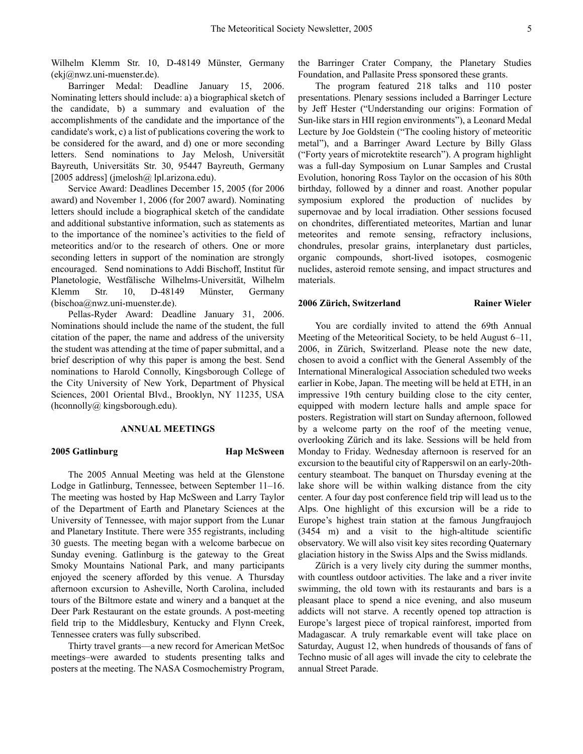Wilhelm Klemm Str. 10, D-48149 Münster, Germany (ekj@nwz.uni-muenster.de).

Barringer Medal: Deadline January 15, 2006. Nominating letters should include: a) a biographical sketch of the candidate, b) a summary and evaluation of the accomplishments of the candidate and the importance of the candidate's work, c) a list of publications covering the work to be considered for the award, and d) one or more seconding letters. Send nominations to Jay Melosh, Universität Bayreuth, Universitäts Str. 30, 95447 Bayreuth, Germany [2005 address] (jmelosh@ lpl.arizona.edu).

Service Award: Deadlines December 15, 2005 (for 2006 award) and November 1, 2006 (for 2007 award). Nominating letters should include a biographical sketch of the candidate and additional substantive information, such as statements as to the importance of the nominee's activities to the field of meteoritics and/or to the research of others. One or more seconding letters in support of the nomination are strongly encouraged. Send nominations to Addi Bischoff, Institut für Planetologie, Westfälische Wilhelms-Universität, Wilhelm Klemm Str. 10, D-48149 Münster, Germany (bischoa@nwz.uni-muenster.de).

Pellas-Ryder Award: Deadline January 31, 2006. Nominations should include the name of the student, the full citation of the paper, the name and address of the university the student was attending at the time of paper submittal, and a brief description of why this paper is among the best. Send nominations to Harold Connolly, Kingsborough College of the City University of New York, Department of Physical Sciences, 2001 Oriental Blvd., Brooklyn, NY 11235, USA (hconnolly@ kingsborough.edu).

## ANNUAL MEETINGS

### 2005 Gatlinburg — Hap McSween

The 2005 Annual Meeting was held at the Glenstone Lodge in Gatlinburg, Tennessee, between September 11–16. The meeting was hosted by Hap McSween and Larry Taylor of the Department of Earth and Planetary Sciences at the University of Tennessee, with major support from the Lunar and Planetary Institute. There were 355 registrants, including 30 guests. The meeting began with a welcome barbecue on Sunday evening. Gatlinburg is the gateway to the Great Smoky Mountains National Park, and many participants enjoyed the scenery afforded by this venue. A Thursday afternoon excursion to Asheville, North Carolina, included tours of the Biltmore estate and winery and a banquet at the Deer Park Restaurant on the estate grounds. A post-meeting field trip to the Middlesbury, Kentucky and Flynn Creek, Tennessee craters was fully subscribed.

Thirty travel grants—a new record for American MetSoc meetings–were awarded to students presenting talks and posters at the meeting. The NASA Cosmochemistry Program, the Barringer Crater Company, the Planetary Studies Foundation, and Pallasite Press sponsored these grants.

The program featured 218 talks and 110 poster presentations. Plenary sessions included a Barringer Lecture by Jeff Hester ("Understanding our origins: Formation of Sun-like stars in HII region environments"), a Leonard Medal Lecture by Joe Goldstein ("The cooling history of meteoritic metal"), and a Barringer Award Lecture by Billy Glass ("Forty years of microtektite research"). A program highlight was a full-day Symposium on Lunar Samples and Crustal Evolution, honoring Ross Taylor on the occasion of his 80th birthday, followed by a dinner and roast. Another popular symposium explored the production of nuclides by supernovae and by local irradiation. Other sessions focused on chondrites, differentiated meteorites, Martian and lunar meteorites and remote sensing, refractory inclusions, chondrules, presolar grains, interplanetary dust particles, organic compounds, short-lived isotopes, cosmogenic nuclides, asteroid remote sensing, and impact structures and materials.

### 2006 Zürich, Switzerland — Rainer Wieler

You are cordially invited to attend the 69th Annual Meeting of the Meteoritical Society, to be held August 6–11, 2006, in Zürich, Switzerland. Please note the new date, chosen to avoid a conflict with the General Assembly of the International Mineralogical Association scheduled two weeks earlier in Kobe, Japan. The meeting will be held at ETH, in an impressive 19th century building close to the city center, equipped with modern lecture halls and ample space for posters. Registration will start on Sunday afternoon, followed by a welcome party on the roof of the meeting venue, overlooking Zürich and its lake. Sessions will be held from Monday to Friday. Wednesday afternoon is reserved for an excursion to the beautiful city of Rapperswil on an early-20th-century steamboat. The banquet on Thursday evening at the lake shore will be within walking distance from the city center. A four day post conference field trip will lead us to the Alps. One highlight of this excursion will be a ride to Europe's highest train station at the famous Jungfraujoch (3454 m) and a visit to the high-altitude scientific observatory. We will also visit key sites recording Quaternary glaciation history in the Swiss Alps and the Swiss midlands.

Zürich is a very lively city during the summer months, with countless outdoor activities. The lake and a river invite swimming, the old town with its restaurants and bars is a pleasant place to spend a nice evening, and also museum addicts will not starve. A recently opened top attraction is Europe's largest piece of tropical rainforest, imported from Madagascar. A truly remarkable event will take place on Saturday, August 12, when hundreds of thousands of fans of Techno music of all ages will invade the city to celebrate the annual Street Parade.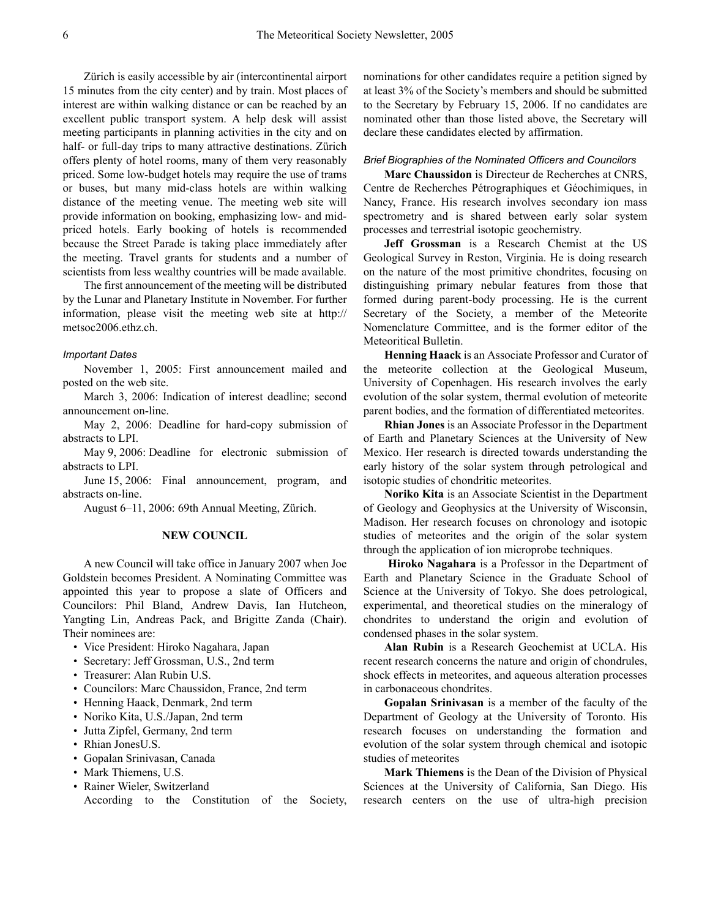Zürich is easily accessible by air (intercontinental airport 15 minutes from the city center) and by train. Most places of interest are within walking distance or can be reached by an excellent public transport system. A help desk will assist meeting participants in planning activities in the city and on half- or full-day trips to many attractive destinations. Zürich offers plenty of hotel rooms, many of them very reasonably priced. Some low-budget hotels may require the use of trams or buses, but many mid-class hotels are within walking distance of the meeting venue. The meeting web site will provide information on booking, emphasizing low- and mid-priced hotels. Early booking of hotels is recommended because the Street Parade is taking place immediately after the meeting. Travel grants for students and a number of scientists from less wealthy countries will be made available.

The first announcement of the meeting will be distributed by the Lunar and Planetary Institute in November. For further information, please visit the meeting web site at http://metsoc2006.ethz.ch.

*Important Dates*

November 1, 2005: First announcement mailed and posted on the web site.

March 3, 2006: Indication of interest deadline; second announcement on-line.

May 2, 2006: Deadline for hard-copy submission of abstracts to LPI.

May 9, 2006: Deadline for electronic submission of abstracts to LPI.

June 15, 2006: Final announcement, program, and abstracts on-line.

August 6–11, 2006: 69th Annual Meeting, Zürich.

## NEW COUNCIL

A new Council will take office in January 2007 when Joe Goldstein becomes President. A Nominating Committee was appointed this year to propose a slate of Officers and Councilors: Phil Bland, Andrew Davis, Ian Hutcheon, Yangting Lin, Andreas Pack, and Brigitte Zanda (Chair). Their nominees are:

- Vice President: Hiroko Nagahara, Japan
- Secretary: Jeff Grossman, U.S., 2nd term
- Treasurer: Alan Rubin U.S.
- Councilors: Marc Chaussidon, France, 2nd term
- Henning Haack, Denmark, 2nd term
- Noriko Kita, U.S./Japan, 2nd term
- Jutta Zipfel, Germany, 2nd term
- Rhian JonesU.S.
- Gopalan Srinivasan, Canada
- Mark Thiemens, U.S.
- Rainer Wieler, Switzerland

According to the Constitution of the Society, nominations for other candidates require a petition signed by at least 3% of the Society's members and should be submitted to the Secretary by February 15, 2006. If no candidates are nominated other than those listed above, the Secretary will declare these candidates elected by affirmation.

*Brief Biographies of the Nominated Officers and Councilors*

**Marc Chaussidon** is Directeur de Recherches at CNRS, Centre de Recherches Pétrographiques et Géochimiques, in Nancy, France. His research involves secondary ion mass spectrometry and is shared between early solar system processes and terrestrial isotopic geochemistry.

**Jeff Grossman** is a Research Chemist at the US Geological Survey in Reston, Virginia. He is doing research on the nature of the most primitive chondrites, focusing on distinguishing primary nebular features from those that formed during parent-body processing. He is the current Secretary of the Society, a member of the Meteorite Nomenclature Committee, and is the former editor of the Meteoritical Bulletin.

**Henning Haack** is an Associate Professor and Curator of the meteorite collection at the Geological Museum, University of Copenhagen. His research involves the early evolution of the solar system, thermal evolution of meteorite parent bodies, and the formation of differentiated meteorites.

**Rhian Jones** is an Associate Professor in the Department of Earth and Planetary Sciences at the University of New Mexico. Her research is directed towards understanding the early history of the solar system through petrological and isotopic studies of chondritic meteorites.

**Noriko Kita** is an Associate Scientist in the Department of Geology and Geophysics at the University of Wisconsin, Madison. Her research focuses on chronology and isotopic studies of meteorites and the origin of the solar system through the application of ion microprobe techniques.

**Hiroko Nagahara** is a Professor in the Department of Earth and Planetary Science in the Graduate School of Science at the University of Tokyo. She does petrological, experimental, and theoretical studies on the mineralogy of chondrites to understand the origin and evolution of condensed phases in the solar system.

**Alan Rubin** is a Research Geochemist at UCLA. His recent research concerns the nature and origin of chondrules, shock effects in meteorites, and aqueous alteration processes in carbonaceous chondrites.

**Gopalan Srinivasan** is a member of the faculty of the Department of Geology at the University of Toronto. His research focuses on understanding the formation and evolution of the solar system through chemical and isotopic studies of meteorites

**Mark Thiemens** is the Dean of the Division of Physical Sciences at the University of California, San Diego. His research centers on the use of ultra-high precision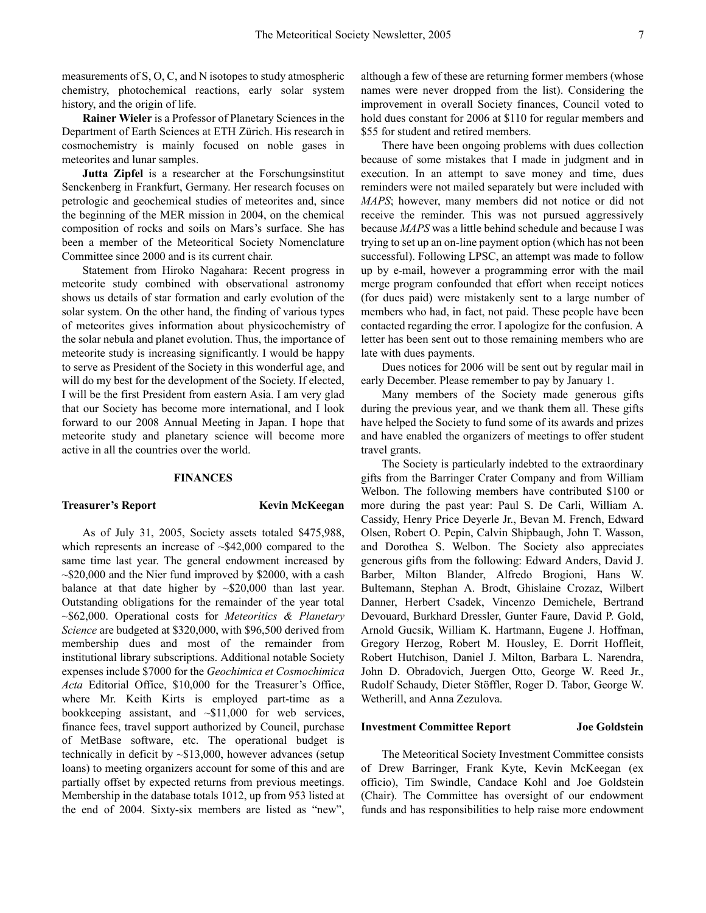measurements of S, O, C, and N isotopes to study atmospheric chemistry, photochemical reactions, early solar system history, and the origin of life.

**Rainer Wieler** is a Professor of Planetary Sciences in the Department of Earth Sciences at ETH Zürich. His research in cosmochemistry is mainly focused on noble gases in meteorites and lunar samples.

**Jutta Zipfel** is a researcher at the Forschungsinstitut Senckenberg in Frankfurt, Germany. Her research focuses on petrologic and geochemical studies of meteorites and, since the beginning of the MER mission in 2004, on the chemical composition of rocks and soils on Mars's surface. She has been a member of the Meteoritical Society Nomenclature Committee since 2000 and is its current chair.

Statement from Hiroko Nagahara: Recent progress in meteorite study combined with observational astronomy shows us details of star formation and early evolution of the solar system. On the other hand, the finding of various types of meteorites gives information about physicochemistry of the solar nebula and planet evolution. Thus, the importance of meteorite study is increasing significantly. I would be happy to serve as President of the Society in this wonderful age, and will do my best for the development of the Society. If elected, I will be the first President from eastern Asia. I am very glad that our Society has become more international, and I look forward to our 2008 Annual Meeting in Japan. I hope that meteorite study and planetary science will become more active in all the countries over the world.

## FINANCES

### Treasurer's Report — Kevin McKeegan

As of July 31, 2005, Society assets totaled $475,988, which represents an increase of ~$42,000 compared to the same time last year. The general endowment increased by ~$20,000 and the Nier fund improved by $2000, with a cash balance at that date higher by ~$20,000 than last year. Outstanding obligations for the remainder of the year total ~$62,000. Operational costs for *Meteoritics & Planetary Science* are budgeted at $320,000, with $96,500 derived from membership dues and most of the remainder from institutional library subscriptions. Additional notable Society expenses include $7000 for the *Geochimica et Cosmochimica Acta* Editorial Office, $10,000 for the Treasurer's Office, where Mr. Keith Kirts is employed part-time as a bookkeeping assistant, and ~$11,000 for web services, finance fees, travel support authorized by Council, purchase of MetBase software, etc. The operational budget is technically in deficit by ~$13,000, however advances (setup loans) to meeting organizers account for some of this and are partially offset by expected returns from previous meetings. Membership in the database totals 1012, up from 953 listed at the end of 2004. Sixty-six members are listed as "new", although a few of these are returning former members (whose names were never dropped from the list). Considering the improvement in overall Society finances, Council voted to hold dues constant for 2006 at $110 for regular members and $55 for student and retired members.

There have been ongoing problems with dues collection because of some mistakes that I made in judgment and in execution. In an attempt to save money and time, dues reminders were not mailed separately but were included with *MAPS*; however, many members did not notice or did not receive the reminder. This was not pursued aggressively because *MAPS* was a little behind schedule and because I was trying to set up an on-line payment option (which has not been successful). Following LPSC, an attempt was made to follow up by e-mail, however a programming error with the mail merge program confounded that effort when receipt notices (for dues paid) were mistakenly sent to a large number of members who had, in fact, not paid. These people have been contacted regarding the error. I apologize for the confusion. A letter has been sent out to those remaining members who are late with dues payments.

Dues notices for 2006 will be sent out by regular mail in early December. Please remember to pay by January 1.

Many members of the Society made generous gifts during the previous year, and we thank them all. These gifts have helped the Society to fund some of its awards and prizes and have enabled the organizers of meetings to offer student travel grants.

The Society is particularly indebted to the extraordinary gifts from the Barringer Crater Company and from William Welbon. The following members have contributed $100 or more during the past year: Paul S. De Carli, William A. Cassidy, Henry Price Deyerle Jr., Bevan M. French, Edward Olsen, Robert O. Pepin, Calvin Shipbaugh, John T. Wasson, and Dorothea S. Welbon. The Society also appreciates generous gifts from the following: Edward Anders, David J. Barber, Milton Blander, Alfredo Brogioni, Hans W. Bultemann, Stephan A. Brodt, Ghislaine Crozaz, Wilbert Danner, Herbert Csadek, Vincenzo Demichele, Bertrand Devouard, Burkhard Dressler, Gunter Faure, David P. Gold, Arnold Gucsik, William K. Hartmann, Eugene J. Hoffman, Gregory Herzog, Robert M. Housley, E. Dorrit Hoffleit, Robert Hutchison, Daniel J. Milton, Barbara L. Narendra, John D. Obradovich, Juergen Otto, George W. Reed Jr., Rudolf Schaudy, Dieter Stöffler, Roger D. Tabor, George W. Wetherill, and Anna Zezulova.

### Investment Committee Report — Joe Goldstein

The Meteoritical Society Investment Committee consists of Drew Barringer, Frank Kyte, Kevin McKeegan (ex officio), Tim Swindle, Candace Kohl and Joe Goldstein (Chair). The Committee has oversight of our endowment funds and has responsibilities to help raise more endowment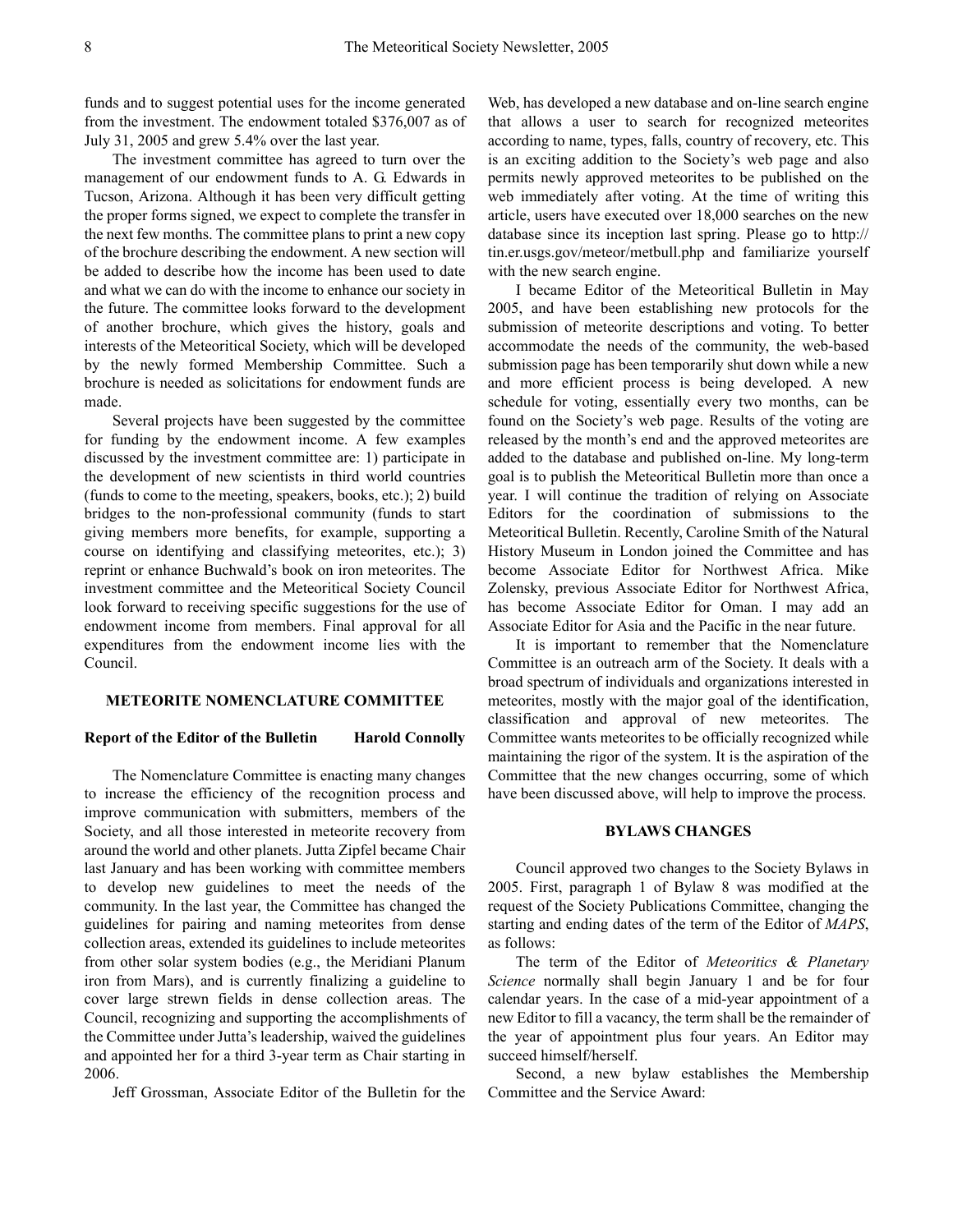funds and to suggest potential uses for the income generated from the investment. The endowment totaled $376,007 as of July 31, 2005 and grew 5.4% over the last year.

The investment committee has agreed to turn over the management of our endowment funds to A. G. Edwards in Tucson, Arizona. Although it has been very difficult getting the proper forms signed, we expect to complete the transfer in the next few months. The committee plans to print a new copy of the brochure describing the endowment. A new section will be added to describe how the income has been used to date and what we can do with the income to enhance our society in the future. The committee looks forward to the development of another brochure, which gives the history, goals and interests of the Meteoritical Society, which will be developed by the newly formed Membership Committee. Such a brochure is needed as solicitations for endowment funds are made.

Several projects have been suggested by the committee for funding by the endowment income. A few examples discussed by the investment committee are: 1) participate in the development of new scientists in third world countries (funds to come to the meeting, speakers, books, etc.); 2) build bridges to the non-professional community (funds to start giving members more benefits, for example, supporting a course on identifying and classifying meteorites, etc.); 3) reprint or enhance Buchwald's book on iron meteorites. The investment committee and the Meteoritical Society Council look forward to receiving specific suggestions for the use of endowment income from members. Final approval for all expenditures from the endowment income lies with the Council.

## METEORITE NOMENCLATURE COMMITTEE

### Report of the Editor of the Bulletin — Harold Connolly

The Nomenclature Committee is enacting many changes to increase the efficiency of the recognition process and improve communication with submitters, members of the Society, and all those interested in meteorite recovery from around the world and other planets. Jutta Zipfel became Chair last January and has been working with committee members to develop new guidelines to meet the needs of the community. In the last year, the Committee has changed the guidelines for pairing and naming meteorites from dense collection areas, extended its guidelines to include meteorites from other solar system bodies (e.g., the Meridiani Planum iron from Mars), and is currently finalizing a guideline to cover large strewn fields in dense collection areas. The Council, recognizing and supporting the accomplishments of the Committee under Jutta's leadership, waived the guidelines and appointed her for a third 3-year term as Chair starting in 2006.

Jeff Grossman, Associate Editor of the Bulletin for the Web, has developed a new database and on-line search engine that allows a user to search for recognized meteorites according to name, types, falls, country of recovery, etc. This is an exciting addition to the Society's web page and also permits newly approved meteorites to be published on the web immediately after voting. At the time of writing this article, users have executed over 18,000 searches on the new database since its inception last spring. Please go to http://tin.er.usgs.gov/meteor/metbull.php and familiarize yourself with the new search engine.

I became Editor of the Meteoritical Bulletin in May 2005, and have been establishing new protocols for the submission of meteorite descriptions and voting. To better accommodate the needs of the community, the web-based submission page has been temporarily shut down while a new and more efficient process is being developed. A new schedule for voting, essentially every two months, can be found on the Society's web page. Results of the voting are released by the month's end and the approved meteorites are added to the database and published on-line. My long-term goal is to publish the Meteoritical Bulletin more than once a year. I will continue the tradition of relying on Associate Editors for the coordination of submissions to the Meteoritical Bulletin. Recently, Caroline Smith of the Natural History Museum in London joined the Committee and has become Associate Editor for Northwest Africa. Mike Zolensky, previous Associate Editor for Northwest Africa, has become Associate Editor for Oman. I may add an Associate Editor for Asia and the Pacific in the near future.

It is important to remember that the Nomenclature Committee is an outreach arm of the Society. It deals with a broad spectrum of individuals and organizations interested in meteorites, mostly with the major goal of the identification, classification and approval of new meteorites. The Committee wants meteorites to be officially recognized while maintaining the rigor of the system. It is the aspiration of the Committee that the new changes occurring, some of which have been discussed above, will help to improve the process.

## BYLAWS CHANGES

Council approved two changes to the Society Bylaws in 2005. First, paragraph 1 of Bylaw 8 was modified at the request of the Society Publications Committee, changing the starting and ending dates of the term of the Editor of *MAPS*, as follows:

The term of the Editor of *Meteoritics & Planetary Science* normally shall begin January 1 and be for four calendar years. In the case of a mid-year appointment of a new Editor to fill a vacancy, the term shall be the remainder of the year of appointment plus four years. An Editor may succeed himself/herself.

Second, a new bylaw establishes the Membership Committee and the Service Award: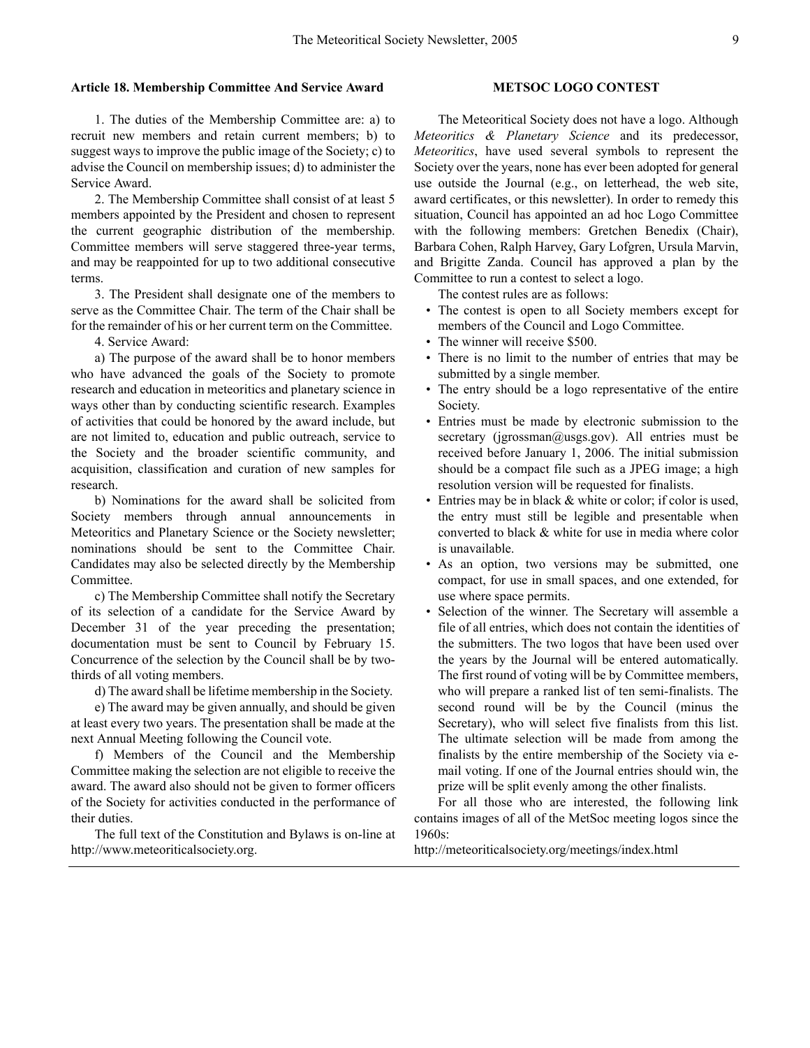### Article 18. Membership Committee And Service Award

1. The duties of the Membership Committee are: a) to recruit new members and retain current members; b) to suggest ways to improve the public image of the Society; c) to advise the Council on membership issues; d) to administer the Service Award.

2. The Membership Committee shall consist of at least 5 members appointed by the President and chosen to represent the current geographic distribution of the membership. Committee members will serve staggered three-year terms, and may be reappointed for up to two additional consecutive terms.

3. The President shall designate one of the members to serve as the Committee Chair. The term of the Chair shall be for the remainder of his or her current term on the Committee.

4. Service Award:

a) The purpose of the award shall be to honor members who have advanced the goals of the Society to promote research and education in meteoritics and planetary science in ways other than by conducting scientific research. Examples of activities that could be honored by the award include, but are not limited to, education and public outreach, service to the Society and the broader scientific community, and acquisition, classification and curation of new samples for research.

b) Nominations for the award shall be solicited from Society members through annual announcements in Meteoritics and Planetary Science or the Society newsletter; nominations should be sent to the Committee Chair. Candidates may also be selected directly by the Membership Committee.

c) The Membership Committee shall notify the Secretary of its selection of a candidate for the Service Award by December 31 of the year preceding the presentation; documentation must be sent to Council by February 15. Concurrence of the selection by the Council shall be by two-thirds of all voting members.

d) The award shall be lifetime membership in the Society.

e) The award may be given annually, and should be given at least every two years. The presentation shall be made at the next Annual Meeting following the Council vote.

f) Members of the Council and the Membership Committee making the selection are not eligible to receive the award. The award also should not be given to former officers of the Society for activities conducted in the performance of their duties.

The full text of the Constitution and Bylaws is on-line at http://www.meteoriticalsociety.org.

### METSOC LOGO CONTEST

The Meteoritical Society does not have a logo. Although *Meteoritics & Planetary Science* and its predecessor, *Meteoritics*, have used several symbols to represent the Society over the years, none has ever been adopted for general use outside the Journal (e.g., on letterhead, the web site, award certificates, or this newsletter). In order to remedy this situation, Council has appointed an ad hoc Logo Committee with the following members: Gretchen Benedix (Chair), Barbara Cohen, Ralph Harvey, Gary Lofgren, Ursula Marvin, and Brigitte Zanda. Council has approved a plan by the Committee to run a contest to select a logo.

The contest rules are as follows:

- The contest is open to all Society members except for members of the Council and Logo Committee.
- The winner will receive $500.
- There is no limit to the number of entries that may be submitted by a single member.
- The entry should be a logo representative of the entire Society.
- Entries must be made by electronic submission to the secretary (jgrossman@usgs.gov). All entries must be received before January 1, 2006. The initial submission should be a compact file such as a JPEG image; a high resolution version will be requested for finalists.
- Entries may be in black & white or color; if color is used, the entry must still be legible and presentable when converted to black & white for use in media where color is unavailable.
- As an option, two versions may be submitted, one compact, for use in small spaces, and one extended, for use where space permits.
- Selection of the winner. The Secretary will assemble a file of all entries, which does not contain the identities of the submitters. The two logos that have been used over the years by the Journal will be entered automatically. The first round of voting will be by Committee members, who will prepare a ranked list of ten semi-finalists. The second round will be by the Council (minus the Secretary), who will select five finalists from this list. The ultimate selection will be made from among the finalists by the entire membership of the Society via e-mail voting. If one of the Journal entries should win, the prize will be split evenly among the other finalists.

For all those who are interested, the following link contains images of all of the MetSoc meeting logos since the 1960s:
http://meteoriticalsociety.org/meetings/index.html